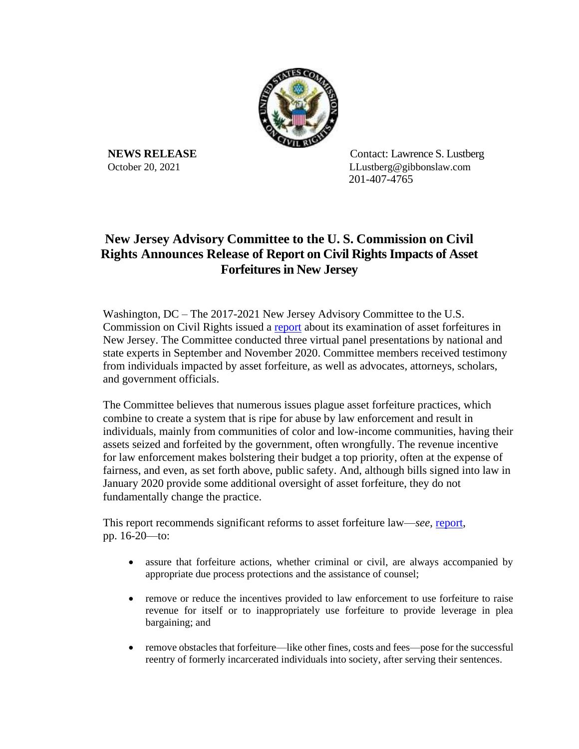**NEWS RELEASE**
October 20, 2021

Contact: Lawrence S. Lustberg
LLustberg@gibbonslaw.com
201-407-4765

# New Jersey Advisory Committee to the U. S. Commission on Civil Rights Announces Release of Report on Civil Rights Impacts of Asset Forfeitures in New Jersey

Washington, DC – The 2017-2021 New Jersey Advisory Committee to the U.S. Commission on Civil Rights issued a report about its examination of asset forfeitures in New Jersey. The Committee conducted three virtual panel presentations by national and state experts in September and November 2020. Committee members received testimony from individuals impacted by asset forfeiture, as well as advocates, attorneys, scholars, and government officials.

The Committee believes that numerous issues plague asset forfeiture practices, which combine to create a system that is ripe for abuse by law enforcement and result in individuals, mainly from communities of color and low-income communities, having their assets seized and forfeited by the government, often wrongfully. The revenue incentive for law enforcement makes bolstering their budget a top priority, often at the expense of fairness, and even, as set forth above, public safety. And, although bills signed into law in January 2020 provide some additional oversight of asset forfeiture, they do not fundamentally change the practice.

This report recommends significant reforms to asset forfeiture law—*see*, report, pp. 16-20—to:

- assure that forfeiture actions, whether criminal or civil, are always accompanied by appropriate due process protections and the assistance of counsel;
- remove or reduce the incentives provided to law enforcement to use forfeiture to raise revenue for itself or to inappropriately use forfeiture to provide leverage in plea bargaining; and
- remove obstacles that forfeiture—like other fines, costs and fees—pose for the successful reentry of formerly incarcerated individuals into society, after serving their sentences.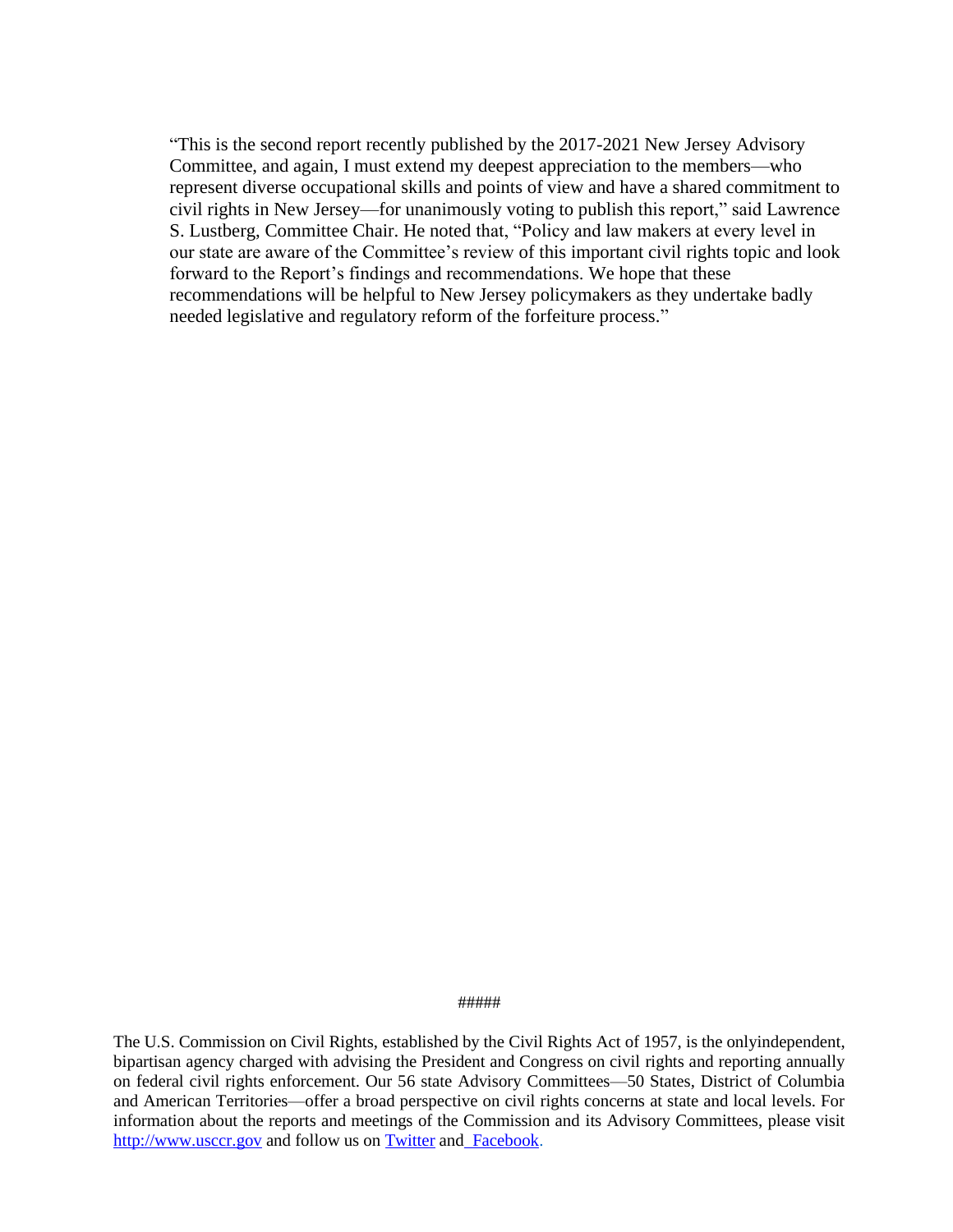"This is the second report recently published by the 2017-2021 New Jersey Advisory Committee, and again, I must extend my deepest appreciation to the members—who represent diverse occupational skills and points of view and have a shared commitment to civil rights in New Jersey—for unanimously voting to publish this report," said Lawrence S. Lustberg, Committee Chair. He noted that, "Policy and law makers at every level in our state are aware of the Committee's review of this important civil rights topic and look forward to the Report's findings and recommendations. We hope that these recommendations will be helpful to New Jersey policymakers as they undertake badly needed legislative and regulatory reform of the forfeiture process."

#####

The U.S. Commission on Civil Rights, established by the Civil Rights Act of 1957, is the onlyindependent, bipartisan agency charged with advising the President and Congress on civil rights and reporting annually on federal civil rights enforcement. Our 56 state Advisory Committees—50 States, District of Columbia and American Territories—offer a broad perspective on civil rights concerns at state and local levels. For information about the reports and meetings of the Commission and its Advisory Committees, please visit http://www.usccr.gov and follow us on Twitter and Facebook.